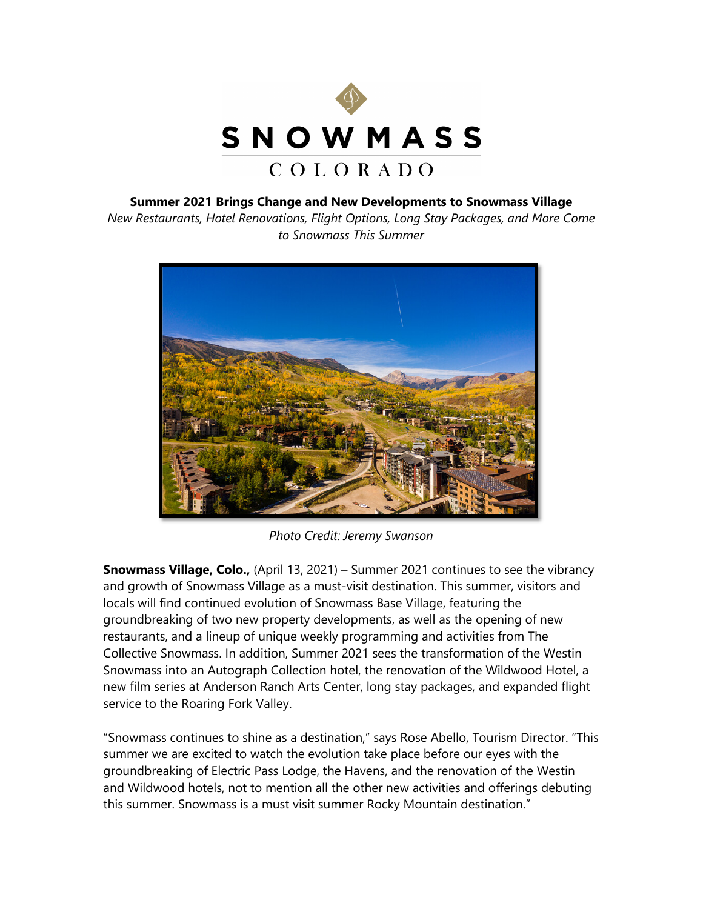**Summer 2021 Brings Change and New Developments to Snowmass Village**

*New Restaurants, Hotel Renovations, Flight Options, Long Stay Packages, and More Come to Snowmass This Summer*

*Photo Credit: Jeremy Swanson*

**Snowmass Village, Colo.,** (April 13, 2021) – Summer 2021 continues to see the vibrancy and growth of Snowmass Village as a must-visit destination. This summer, visitors and locals will find continued evolution of Snowmass Base Village, featuring the groundbreaking of two new property developments, as well as the opening of new restaurants, and a lineup of unique weekly programming and activities from The Collective Snowmass. In addition, Summer 2021 sees the transformation of the Westin Snowmass into an Autograph Collection hotel, the renovation of the Wildwood Hotel, a new film series at Anderson Ranch Arts Center, long stay packages, and expanded flight service to the Roaring Fork Valley.

"Snowmass continues to shine as a destination," says Rose Abello, Tourism Director. "This summer we are excited to watch the evolution take place before our eyes with the groundbreaking of Electric Pass Lodge, the Havens, and the renovation of the Westin and Wildwood hotels, not to mention all the other new activities and offerings debuting this summer. Snowmass is a must visit summer Rocky Mountain destination."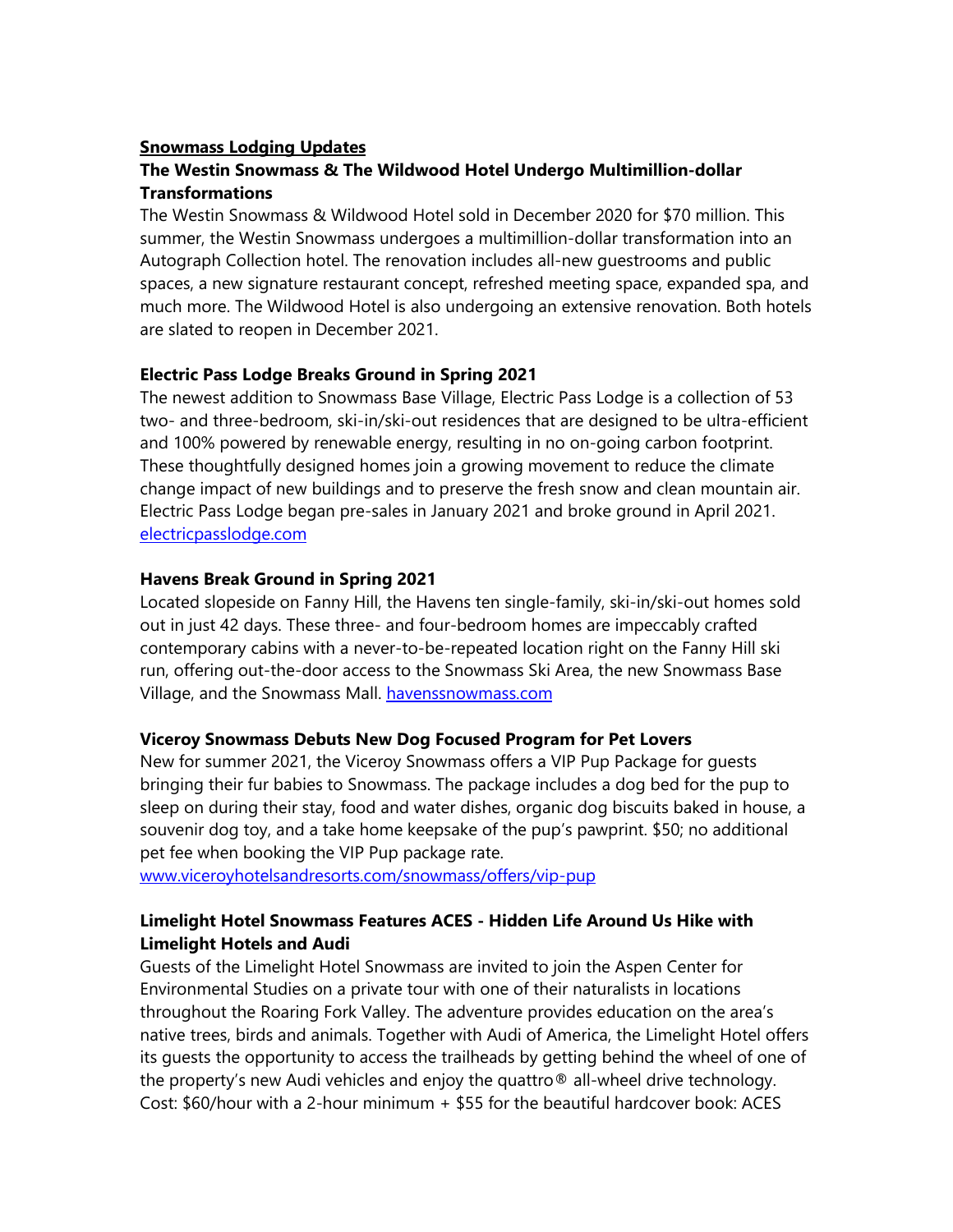**Snowmass Lodging Updates**

**The Westin Snowmass & The Wildwood Hotel Undergo Multimillion-dollar Transformations**

The Westin Snowmass & Wildwood Hotel sold in December 2020 for $70 million. This summer, the Westin Snowmass undergoes a multimillion-dollar transformation into an Autograph Collection hotel. The renovation includes all-new guestrooms and public spaces, a new signature restaurant concept, refreshed meeting space, expanded spa, and much more. The Wildwood Hotel is also undergoing an extensive renovation. Both hotels are slated to reopen in December 2021.

**Electric Pass Lodge Breaks Ground in Spring 2021**

The newest addition to Snowmass Base Village, Electric Pass Lodge is a collection of 53 two- and three-bedroom, ski-in/ski-out residences that are designed to be ultra-efficient and 100% powered by renewable energy, resulting in no on-going carbon footprint. These thoughtfully designed homes join a growing movement to reduce the climate change impact of new buildings and to preserve the fresh snow and clean mountain air. Electric Pass Lodge began pre-sales in January 2021 and broke ground in April 2021. [electricpasslodge.com](electricpasslodge.com)

**Havens Break Ground in Spring 2021**

Located slopeside on Fanny Hill, the Havens ten single-family, ski-in/ski-out homes sold out in just 42 days. These three- and four-bedroom homes are impeccably crafted contemporary cabins with a never-to-be-repeated location right on the Fanny Hill ski run, offering out-the-door access to the Snowmass Ski Area, the new Snowmass Base Village, and the Snowmass Mall. [havenssnowmass.com](havenssnowmass.com)

**Viceroy Snowmass Debuts New Dog Focused Program for Pet Lovers**

New for summer 2021, the Viceroy Snowmass offers a VIP Pup Package for guests bringing their fur babies to Snowmass. The package includes a dog bed for the pup to sleep on during their stay, food and water dishes, organic dog biscuits baked in house, a souvenir dog toy, and a take home keepsake of the pup's pawprint. $50; no additional pet fee when booking the VIP Pup package rate.
[www.viceroyhotelsandresorts.com/snowmass/offers/vip-pup](www.viceroyhotelsandresorts.com/snowmass/offers/vip-pup)

**Limelight Hotel Snowmass Features ACES - Hidden Life Around Us Hike with Limelight Hotels and Audi**

Guests of the Limelight Hotel Snowmass are invited to join the Aspen Center for Environmental Studies on a private tour with one of their naturalists in locations throughout the Roaring Fork Valley. The adventure provides education on the area's native trees, birds and animals. Together with Audi of America, the Limelight Hotel offers its guests the opportunity to access the trailheads by getting behind the wheel of one of the property's new Audi vehicles and enjoy the quattro® all-wheel drive technology. Cost: $60/hour with a 2-hour minimum + $55 for the beautiful hardcover book: ACES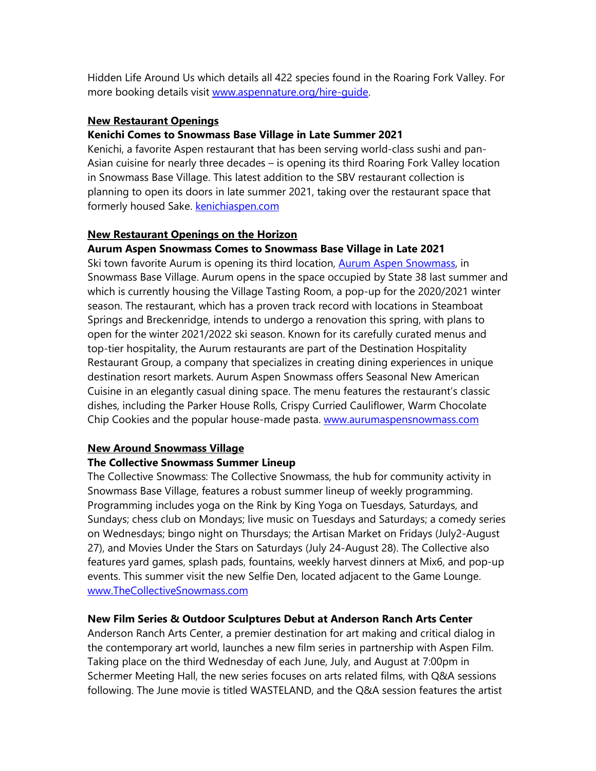Hidden Life Around Us which details all 422 species found in the Roaring Fork Valley. For more booking details visit [www.aspennature.org/hire-guide](www.aspennature.org/hire-guide).

## New Restaurant Openings

### Kenichi Comes to Snowmass Base Village in Late Summer 2021

Kenichi, a favorite Aspen restaurant that has been serving world-class sushi and pan-Asian cuisine for nearly three decades – is opening its third Roaring Fork Valley location in Snowmass Base Village. This latest addition to the SBV restaurant collection is planning to open its doors in late summer 2021, taking over the restaurant space that formerly housed Sake. [kenichiaspen.com](kenichiaspen.com)

## New Restaurant Openings on the Horizon

### Aurum Aspen Snowmass Comes to Snowmass Base Village in Late 2021

Ski town favorite Aurum is opening its third location, Aurum Aspen Snowmass, in Snowmass Base Village. Aurum opens in the space occupied by State 38 last summer and which is currently housing the Village Tasting Room, a pop-up for the 2020/2021 winter season. The restaurant, which has a proven track record with locations in Steamboat Springs and Breckenridge, intends to undergo a renovation this spring, with plans to open for the winter 2021/2022 ski season. Known for its carefully curated menus and top-tier hospitality, the Aurum restaurants are part of the Destination Hospitality Restaurant Group, a company that specializes in creating dining experiences in unique destination resort markets. Aurum Aspen Snowmass offers Seasonal New American Cuisine in an elegantly casual dining space. The menu features the restaurant's classic dishes, including the Parker House Rolls, Crispy Curried Cauliflower, Warm Chocolate Chip Cookies and the popular house-made pasta. [www.aurumaspensnowmass.com](www.aurumaspensnowmass.com)

## New Around Snowmass Village

### The Collective Snowmass Summer Lineup

The Collective Snowmass: The Collective Snowmass, the hub for community activity in Snowmass Base Village, features a robust summer lineup of weekly programming. Programming includes yoga on the Rink by King Yoga on Tuesdays, Saturdays, and Sundays; chess club on Mondays; live music on Tuesdays and Saturdays; a comedy series on Wednesdays; bingo night on Thursdays; the Artisan Market on Fridays (July2-August 27), and Movies Under the Stars on Saturdays (July 24-August 28). The Collective also features yard games, splash pads, fountains, weekly harvest dinners at Mix6, and pop-up events. This summer visit the new Selfie Den, located adjacent to the Game Lounge. [www.TheCollectiveSnowmass.com](www.TheCollectiveSnowmass.com)

### New Film Series & Outdoor Sculptures Debut at Anderson Ranch Arts Center

Anderson Ranch Arts Center, a premier destination for art making and critical dialog in the contemporary art world, launches a new film series in partnership with Aspen Film. Taking place on the third Wednesday of each June, July, and August at 7:00pm in Schermer Meeting Hall, the new series focuses on arts related films, with Q&A sessions following. The June movie is titled WASTELAND, and the Q&A session features the artist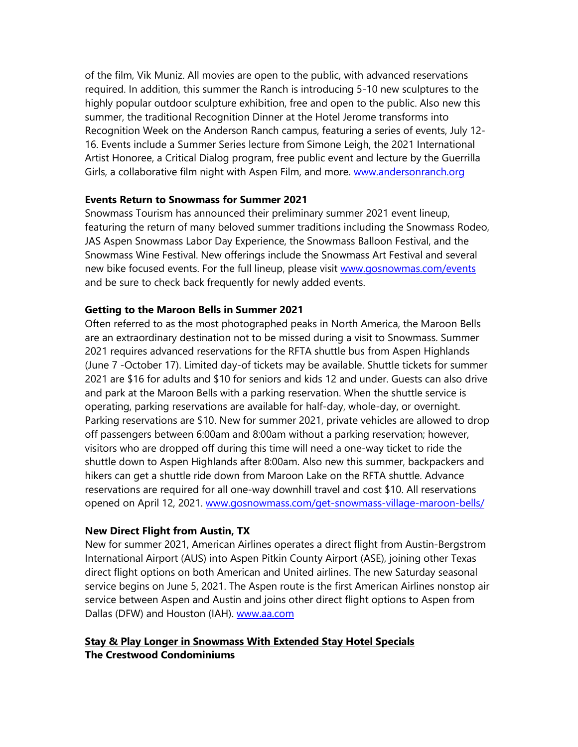of the film, Vik Muniz. All movies are open to the public, with advanced reservations required. In addition, this summer the Ranch is introducing 5-10 new sculptures to the highly popular outdoor sculpture exhibition, free and open to the public. Also new this summer, the traditional Recognition Dinner at the Hotel Jerome transforms into Recognition Week on the Anderson Ranch campus, featuring a series of events, July 12-16. Events include a Summer Series lecture from Simone Leigh, the 2021 International Artist Honoree, a Critical Dialog program, free public event and lecture by the Guerrilla Girls, a collaborative film night with Aspen Film, and more. [www.andersonranch.org](www.andersonranch.org)

**Events Return to Snowmass for Summer 2021**

Snowmass Tourism has announced their preliminary summer 2021 event lineup, featuring the return of many beloved summer traditions including the Snowmass Rodeo, JAS Aspen Snowmass Labor Day Experience, the Snowmass Balloon Festival, and the Snowmass Wine Festival. New offerings include the Snowmass Art Festival and several new bike focused events. For the full lineup, please visit [www.gosnowmas.com/events](www.gosnowmas.com/events) and be sure to check back frequently for newly added events.

**Getting to the Maroon Bells in Summer 2021**

Often referred to as the most photographed peaks in North America, the Maroon Bells are an extraordinary destination not to be missed during a visit to Snowmass. Summer 2021 requires advanced reservations for the RFTA shuttle bus from Aspen Highlands (June 7 -October 17). Limited day-of tickets may be available. Shuttle tickets for summer 2021 are $16 for adults and $10 for seniors and kids 12 and under. Guests can also drive and park at the Maroon Bells with a parking reservation. When the shuttle service is operating, parking reservations are available for half-day, whole-day, or overnight. Parking reservations are $10. New for summer 2021, private vehicles are allowed to drop off passengers between 6:00am and 8:00am without a parking reservation; however, visitors who are dropped off during this time will need a one-way ticket to ride the shuttle down to Aspen Highlands after 8:00am. Also new this summer, backpackers and hikers can get a shuttle ride down from Maroon Lake on the RFTA shuttle. Advance reservations are required for all one-way downhill travel and cost $10. All reservations opened on April 12, 2021. [www.gosnowmass.com/get-snowmass-village-maroon-bells/](www.gosnowmass.com/get-snowmass-village-maroon-bells/)

**New Direct Flight from Austin, TX**

New for summer 2021, American Airlines operates a direct flight from Austin-Bergstrom International Airport (AUS) into Aspen Pitkin County Airport (ASE), joining other Texas direct flight options on both American and United airlines. The new Saturday seasonal service begins on June 5, 2021. The Aspen route is the first American Airlines nonstop air service between Aspen and Austin and joins other direct flight options to Aspen from Dallas (DFW) and Houston (IAH). [www.aa.com](www.aa.com)

**Stay & Play Longer in Snowmass With Extended Stay Hotel Specials**

**The Crestwood Condominiums**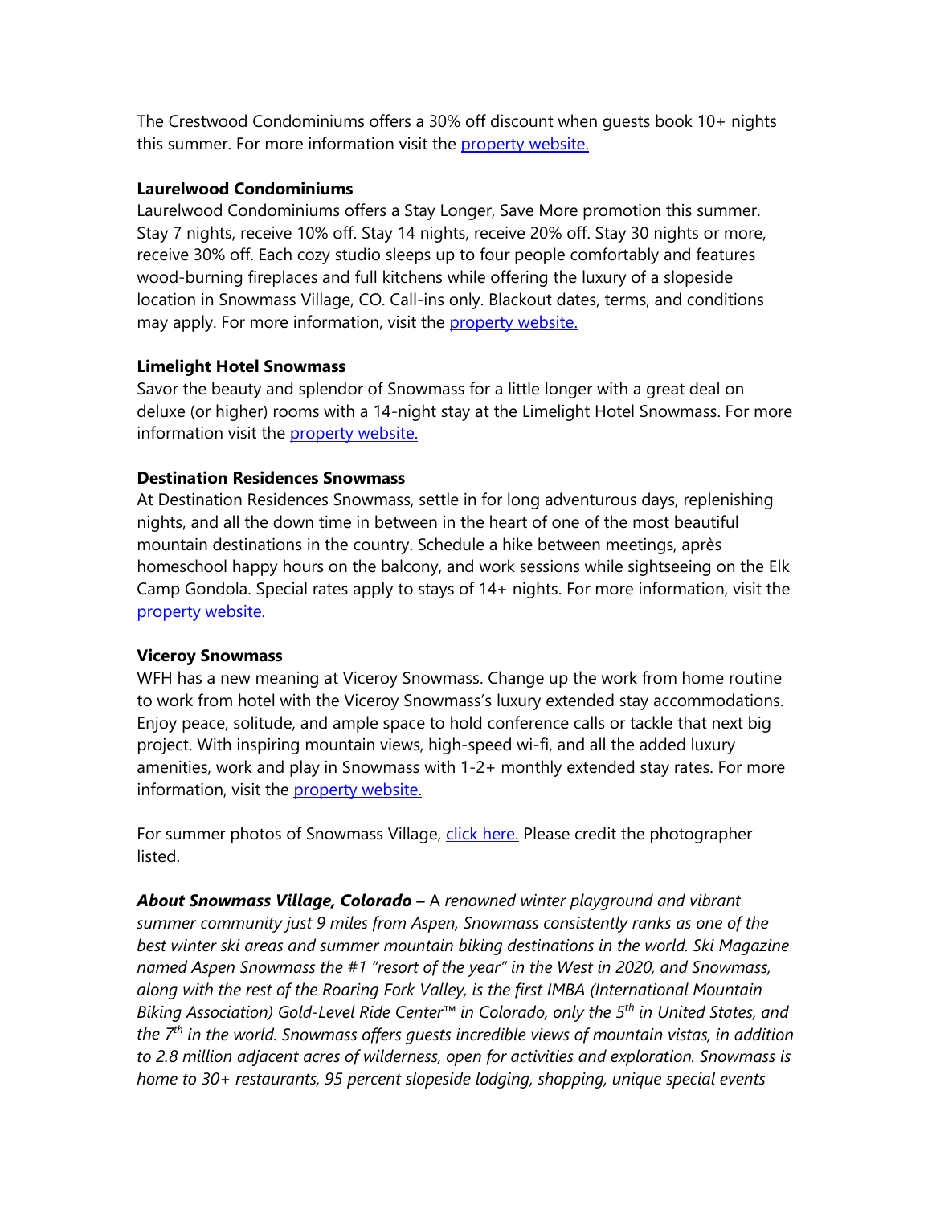The Crestwood Condominiums offers a 30% off discount when guests book 10+ nights this summer. For more information visit the property website.

**Laurelwood Condominiums**
Laurelwood Condominiums offers a Stay Longer, Save More promotion this summer. Stay 7 nights, receive 10% off. Stay 14 nights, receive 20% off. Stay 30 nights or more, receive 30% off. Each cozy studio sleeps up to four people comfortably and features wood-burning fireplaces and full kitchens while offering the luxury of a slopeside location in Snowmass Village, CO. Call-ins only. Blackout dates, terms, and conditions may apply. For more information, visit the property website.

**Limelight Hotel Snowmass**
Savor the beauty and splendor of Snowmass for a little longer with a great deal on deluxe (or higher) rooms with a 14-night stay at the Limelight Hotel Snowmass. For more information visit the property website.

**Destination Residences Snowmass**
At Destination Residences Snowmass, settle in for long adventurous days, replenishing nights, and all the down time in between in the heart of one of the most beautiful mountain destinations in the country. Schedule a hike between meetings, après homeschool happy hours on the balcony, and work sessions while sightseeing on the Elk Camp Gondola. Special rates apply to stays of 14+ nights. For more information, visit the property website.

**Viceroy Snowmass**
WFH has a new meaning at Viceroy Snowmass. Change up the work from home routine to work from hotel with the Viceroy Snowmass's luxury extended stay accommodations. Enjoy peace, solitude, and ample space to hold conference calls or tackle that next big project. With inspiring mountain views, high-speed wi-fi, and all the added luxury amenities, work and play in Snowmass with 1-2+ monthly extended stay rates. For more information, visit the property website.

For summer photos of Snowmass Village, click here. Please credit the photographer listed.

***About Snowmass Village, Colorado –*** *A renowned winter playground and vibrant summer community just 9 miles from Aspen, Snowmass consistently ranks as one of the best winter ski areas and summer mountain biking destinations in the world. Ski Magazine named Aspen Snowmass the #1 "resort of the year" in the West in 2020, and Snowmass, along with the rest of the Roaring Fork Valley, is the first IMBA (International Mountain Biking Association) Gold-Level Ride Center™ in Colorado, only the 5th in United States, and the 7th in the world. Snowmass offers guests incredible views of mountain vistas, in addition to 2.8 million adjacent acres of wilderness, open for activities and exploration. Snowmass is home to 30+ restaurants, 95 percent slopeside lodging, shopping, unique special events*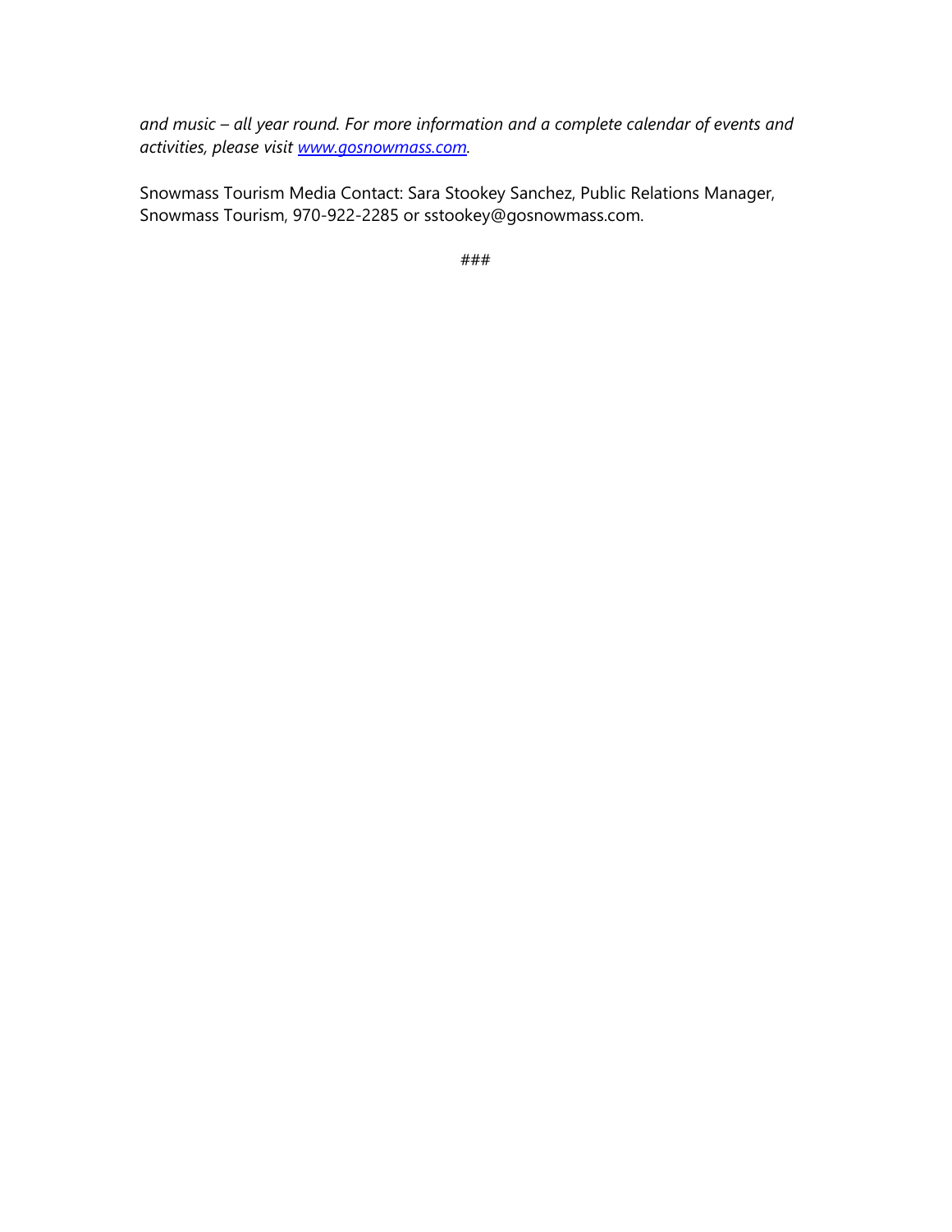*and music – all year round. For more information and a complete calendar of events and activities, please visit [www.gosnowmass.com](http://www.gosnowmass.com).*

Snowmass Tourism Media Contact: Sara Stookey Sanchez, Public Relations Manager, Snowmass Tourism, 970-922-2285 or sstookey@gosnowmass.com.

###